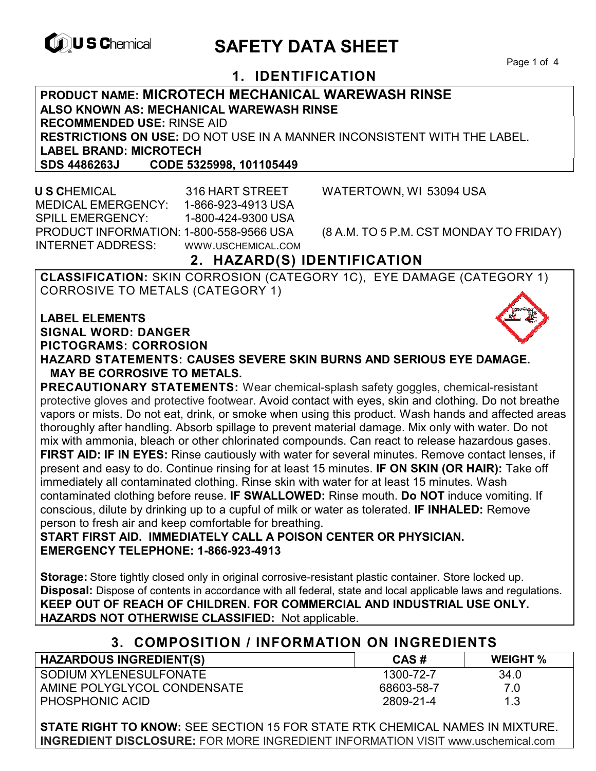U S Chemical

# SAFETY DATA SHEET

## 1. IDENTIFICATION

**PRODUCT NAME: MICROTECH MECHANICAL WAREWASH RINSE**
**ALSO KNOWN AS: MECHANICAL WAREWASH RINSE**
**RECOMMENDED USE:** RINSE AID
**RESTRICTIONS ON USE:** DO NOT USE IN A MANNER INCONSISTENT WITH THE LABEL.
**LABEL BRAND: MICROTECH**
**SDS 4486263J CODE 5325998, 101105449**

**U S C**HEMICAL 316 HART STREET WATERTOWN, WI 53094 USA
MEDICAL EMERGENCY: 1-866-923-4913 USA
SPILL EMERGENCY: 1-800-424-9300 USA
PRODUCT INFORMATION: 1-800-558-9566 USA (8 A.M. TO 5 P.M. CST MONDAY TO FRIDAY)
INTERNET ADDRESS: WWW.USCHEMICAL.COM

## 2. HAZARD(S) IDENTIFICATION

**CLASSIFICATION:** SKIN CORROSION (CATEGORY 1C), EYE DAMAGE (CATEGORY 1) CORROSIVE TO METALS (CATEGORY 1)

**LABEL ELEMENTS**
**SIGNAL WORD: DANGER**
**PICTOGRAMS: CORROSION**
**HAZARD STATEMENTS: CAUSES SEVERE SKIN BURNS AND SERIOUS EYE DAMAGE. MAY BE CORROSIVE TO METALS.**

**PRECAUTIONARY STATEMENTS:** Wear chemical-splash safety goggles, chemical-resistant protective gloves and protective footwear. Avoid contact with eyes, skin and clothing. Do not breathe vapors or mists. Do not eat, drink, or smoke when using this product. Wash hands and affected areas thoroughly after handling. Absorb spillage to prevent material damage. Mix only with water. Do not mix with ammonia, bleach or other chlorinated compounds. Can react to release hazardous gases.
**FIRST AID: IF IN EYES:** Rinse cautiously with water for several minutes. Remove contact lenses, if present and easy to do. Continue rinsing for at least 15 minutes. **IF ON SKIN (OR HAIR):** Take off immediately all contaminated clothing. Rinse skin with water for at least 15 minutes. Wash contaminated clothing before reuse. **IF SWALLOWED:** Rinse mouth. **Do NOT** induce vomiting. If conscious, dilute by drinking up to a cupful of milk or water as tolerated. **IF INHALED:** Remove person to fresh air and keep comfortable for breathing.
**START FIRST AID. IMMEDIATELY CALL A POISON CENTER OR PHYSICIAN.**
**EMERGENCY TELEPHONE: 1-866-923-4913**

**Storage:** Store tightly closed only in original corrosive-resistant plastic container. Store locked up.
**Disposal:** Dispose of contents in accordance with all federal, state and local applicable laws and regulations.
**KEEP OUT OF REACH OF CHILDREN. FOR COMMERCIAL AND INDUSTRIAL USE ONLY.**
**HAZARDS NOT OTHERWISE CLASSIFIED:** Not applicable.

## 3. COMPOSITION / INFORMATION ON INGREDIENTS

| HAZARDOUS INGREDIENT(S) | CAS # | WEIGHT % |
|---|---|---|
| SODIUM XYLENESULFONATE | 1300-72-7 | 34.0 |
| AMINE POLYGLYCOL CONDENSATE | 68603-58-7 | 7.0 |
| PHOSPHONIC ACID | 2809-21-4 | 1.3 |

**STATE RIGHT TO KNOW:** SEE SECTION 15 FOR STATE RTK CHEMICAL NAMES IN MIXTURE.
**INGREDIENT DISCLOSURE:** FOR MORE INGREDIENT INFORMATION VISIT www.uschemical.com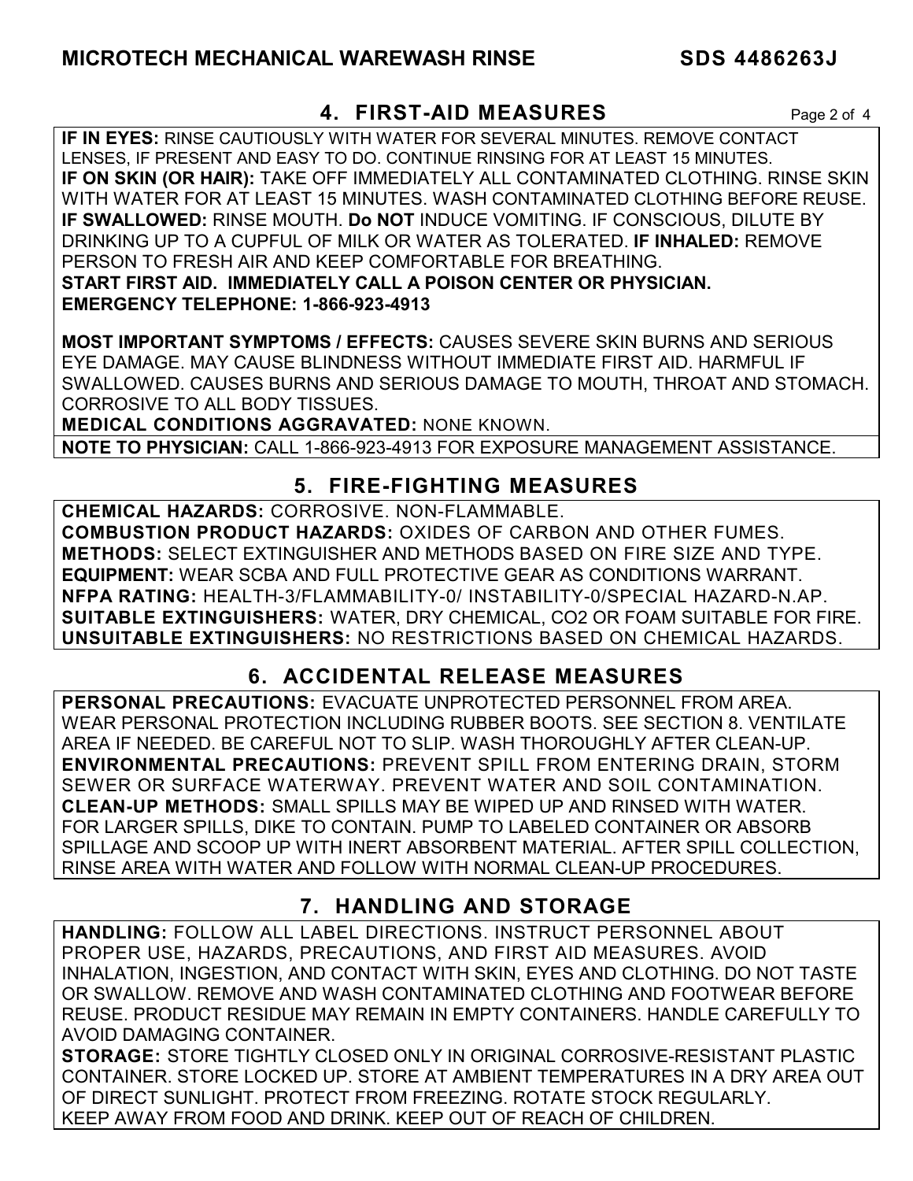## 4. FIRST-AID MEASURES

**IF IN EYES:** RINSE CAUTIOUSLY WITH WATER FOR SEVERAL MINUTES. REMOVE CONTACT LENSES, IF PRESENT AND EASY TO DO. CONTINUE RINSING FOR AT LEAST 15 MINUTES.
**IF ON SKIN (OR HAIR):** TAKE OFF IMMEDIATELY ALL CONTAMINATED CLOTHING. RINSE SKIN WITH WATER FOR AT LEAST 15 MINUTES. WASH CONTAMINATED CLOTHING BEFORE REUSE.
**IF SWALLOWED:** RINSE MOUTH. **Do NOT** INDUCE VOMITING. IF CONSCIOUS, DILUTE BY DRINKING UP TO A CUPFUL OF MILK OR WATER AS TOLERATED. **IF INHALED:** REMOVE PERSON TO FRESH AIR AND KEEP COMFORTABLE FOR BREATHING.
**START FIRST AID. IMMEDIATELY CALL A POISON CENTER OR PHYSICIAN.**
**EMERGENCY TELEPHONE: 1-866-923-4913**

**MOST IMPORTANT SYMPTOMS / EFFECTS:** CAUSES SEVERE SKIN BURNS AND SERIOUS EYE DAMAGE. MAY CAUSE BLINDNESS WITHOUT IMMEDIATE FIRST AID. HARMFUL IF SWALLOWED. CAUSES BURNS AND SERIOUS DAMAGE TO MOUTH, THROAT AND STOMACH. CORROSIVE TO ALL BODY TISSUES.
**MEDICAL CONDITIONS AGGRAVATED:** NONE KNOWN.
**NOTE TO PHYSICIAN:** CALL 1-866-923-4913 FOR EXPOSURE MANAGEMENT ASSISTANCE.

## 5. FIRE-FIGHTING MEASURES

**CHEMICAL HAZARDS:** CORROSIVE. NON-FLAMMABLE.
**COMBUSTION PRODUCT HAZARDS:** OXIDES OF CARBON AND OTHER FUMES.
**METHODS:** SELECT EXTINGUISHER AND METHODS BASED ON FIRE SIZE AND TYPE.
**EQUIPMENT:** WEAR SCBA AND FULL PROTECTIVE GEAR AS CONDITIONS WARRANT.
**NFPA RATING:** HEALTH-3/FLAMMABILITY-0/ INSTABILITY-0/SPECIAL HAZARD-N.AP.
**SUITABLE EXTINGUISHERS:** WATER, DRY CHEMICAL, $CO_2$ OR FOAM SUITABLE FOR FIRE.
**UNSUITABLE EXTINGUISHERS:** NO RESTRICTIONS BASED ON CHEMICAL HAZARDS.

## 6. ACCIDENTAL RELEASE MEASURES

**PERSONAL PRECAUTIONS:** EVACUATE UNPROTECTED PERSONNEL FROM AREA. WEAR PERSONAL PROTECTION INCLUDING RUBBER BOOTS. SEE SECTION 8. VENTILATE AREA IF NEEDED. BE CAREFUL NOT TO SLIP. WASH THOROUGHLY AFTER CLEAN-UP.
**ENVIRONMENTAL PRECAUTIONS:** PREVENT SPILL FROM ENTERING DRAIN, STORM SEWER OR SURFACE WATERWAY. PREVENT WATER AND SOIL CONTAMINATION.
**CLEAN-UP METHODS:** SMALL SPILLS MAY BE WIPED UP AND RINSED WITH WATER. FOR LARGER SPILLS, DIKE TO CONTAIN. PUMP TO LABELED CONTAINER OR ABSORB SPILLAGE AND SCOOP UP WITH INERT ABSORBENT MATERIAL. AFTER SPILL COLLECTION, RINSE AREA WITH WATER AND FOLLOW WITH NORMAL CLEAN-UP PROCEDURES.

## 7. HANDLING AND STORAGE

**HANDLING:** FOLLOW ALL LABEL DIRECTIONS. INSTRUCT PERSONNEL ABOUT PROPER USE, HAZARDS, PRECAUTIONS, AND FIRST AID MEASURES. AVOID INHALATION, INGESTION, AND CONTACT WITH SKIN, EYES AND CLOTHING. DO NOT TASTE OR SWALLOW. REMOVE AND WASH CONTAMINATED CLOTHING AND FOOTWEAR BEFORE REUSE. PRODUCT RESIDUE MAY REMAIN IN EMPTY CONTAINERS. HANDLE CAREFULLY TO AVOID DAMAGING CONTAINER.
**STORAGE:** STORE TIGHTLY CLOSED ONLY IN ORIGINAL CORROSIVE-RESISTANT PLASTIC CONTAINER. STORE LOCKED UP. STORE AT AMBIENT TEMPERATURES IN A DRY AREA OUT OF DIRECT SUNLIGHT. PROTECT FROM FREEZING. ROTATE STOCK REGULARLY. KEEP AWAY FROM FOOD AND DRINK. KEEP OUT OF REACH OF CHILDREN.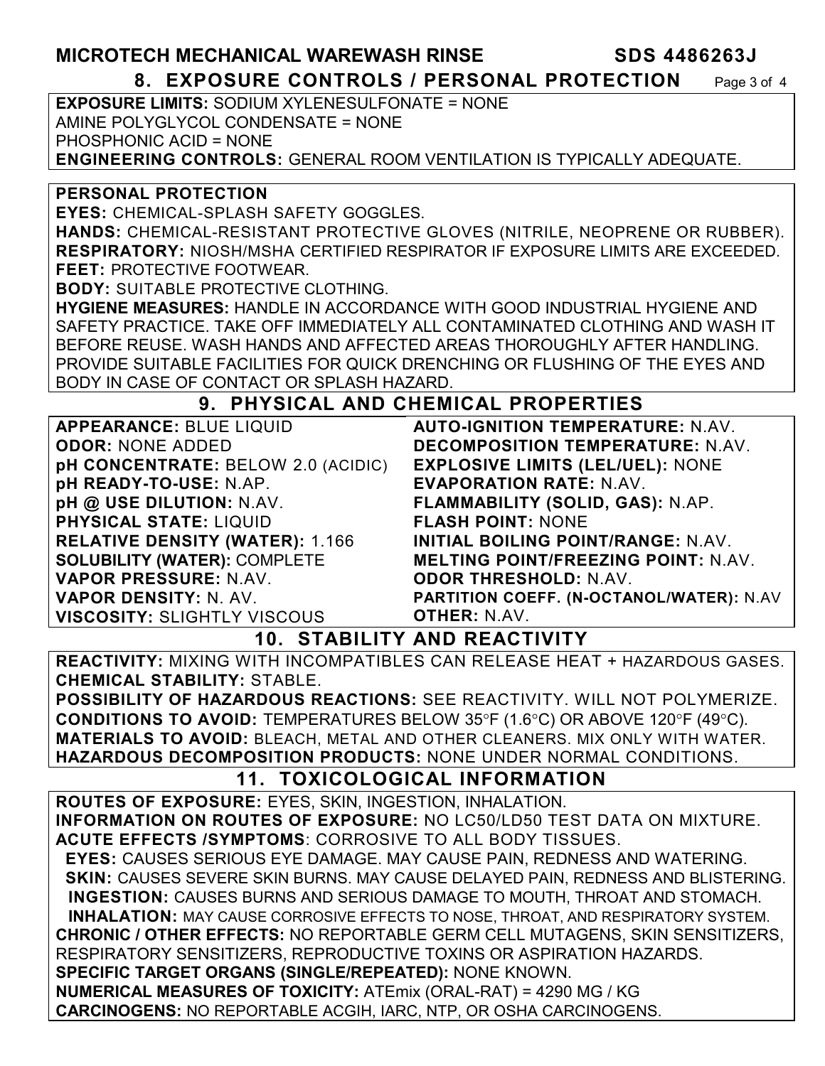## 8. EXPOSURE CONTROLS / PERSONAL PROTECTION

**EXPOSURE LIMITS:** SODIUM XYLENESULFONATE = NONE
AMINE POLYGLYCOL CONDENSATE = NONE
PHOSPHONIC ACID = NONE
**ENGINEERING CONTROLS:** GENERAL ROOM VENTILATION IS TYPICALLY ADEQUATE.

**PERSONAL PROTECTION**
**EYES:** CHEMICAL-SPLASH SAFETY GOGGLES.
**HANDS:** CHEMICAL-RESISTANT PROTECTIVE GLOVES (NITRILE, NEOPRENE OR RUBBER).
**RESPIRATORY:** NIOSH/MSHA CERTIFIED RESPIRATOR IF EXPOSURE LIMITS ARE EXCEEDED.
**FEET:** PROTECTIVE FOOTWEAR.
**BODY:** SUITABLE PROTECTIVE CLOTHING.
**HYGIENE MEASURES:** HANDLE IN ACCORDANCE WITH GOOD INDUSTRIAL HYGIENE AND SAFETY PRACTICE. TAKE OFF IMMEDIATELY ALL CONTAMINATED CLOTHING AND WASH IT BEFORE REUSE. WASH HANDS AND AFFECTED AREAS THOROUGHLY AFTER HANDLING. PROVIDE SUITABLE FACILITIES FOR QUICK DRENCHING OR FLUSHING OF THE EYES AND BODY IN CASE OF CONTACT OR SPLASH HAZARD.

## 9. PHYSICAL AND CHEMICAL PROPERTIES

**APPEARANCE:** BLUE LIQUID
**ODOR:** NONE ADDED
**pH CONCENTRATE:** BELOW 2.0 (ACIDIC)
**pH READY-TO-USE:** N.AP.
**pH @ USE DILUTION:** N.AV.
**PHYSICAL STATE:** LIQUID
**RELATIVE DENSITY (WATER):** 1.166
**SOLUBILITY (WATER):** COMPLETE
**VAPOR PRESSURE:** N.AV.
**VAPOR DENSITY:** N. AV.
**VISCOSITY:** SLIGHTLY VISCOUS
**AUTO-IGNITION TEMPERATURE:** N.AV.
**DECOMPOSITION TEMPERATURE:** N.AV.
**EXPLOSIVE LIMITS (LEL/UEL):** NONE
**EVAPORATION RATE:** N.AV.
**FLAMMABILITY (SOLID, GAS):** N.AP.
**FLASH POINT:** NONE
**INITIAL BOILING POINT/RANGE:** N.AV.
**MELTING POINT/FREEZING POINT:** N.AV.
**ODOR THRESHOLD:** N.AV.
**PARTITION COEFF. (N-OCTANOL/WATER):** N.AV
**OTHER:** N.AV.

## 10. STABILITY AND REACTIVITY

**REACTIVITY:** MIXING WITH INCOMPATIBLES CAN RELEASE HEAT + HAZARDOUS GASES.
**CHEMICAL STABILITY:** STABLE.
**POSSIBILITY OF HAZARDOUS REACTIONS:** SEE REACTIVITY. WILL NOT POLYMERIZE.
**CONDITIONS TO AVOID:** TEMPERATURES BELOW 35°F (1.6°C) OR ABOVE 120°F (49°C).
**MATERIALS TO AVOID:** BLEACH, METAL AND OTHER CLEANERS. MIX ONLY WITH WATER.
**HAZARDOUS DECOMPOSITION PRODUCTS:** NONE UNDER NORMAL CONDITIONS.

## 11. TOXICOLOGICAL INFORMATION

**ROUTES OF EXPOSURE:** EYES, SKIN, INGESTION, INHALATION.
**INFORMATION ON ROUTES OF EXPOSURE:** NO LC50/LD50 TEST DATA ON MIXTURE.
**ACUTE EFFECTS /SYMPTOMS**: CORROSIVE TO ALL BODY TISSUES.
**EYES:** CAUSES SERIOUS EYE DAMAGE. MAY CAUSE PAIN, REDNESS AND WATERING.
**SKIN:** CAUSES SEVERE SKIN BURNS. MAY CAUSE DELAYED PAIN, REDNESS AND BLISTERING.
**INGESTION:** CAUSES BURNS AND SERIOUS DAMAGE TO MOUTH, THROAT AND STOMACH.
**INHALATION:** MAY CAUSE CORROSIVE EFFECTS TO NOSE, THROAT, AND RESPIRATORY SYSTEM.
**CHRONIC / OTHER EFFECTS:** NO REPORTABLE GERM CELL MUTAGENS, SKIN SENSITIZERS, RESPIRATORY SENSITIZERS, REPRODUCTIVE TOXINS OR ASPIRATION HAZARDS.
**SPECIFIC TARGET ORGANS (SINGLE/REPEATED):** NONE KNOWN.
**NUMERICAL MEASURES OF TOXICITY:** ATEmix (ORAL-RAT) = 4290 MG / KG
**CARCINOGENS:** NO REPORTABLE ACGIH, IARC, NTP, OR OSHA CARCINOGENS.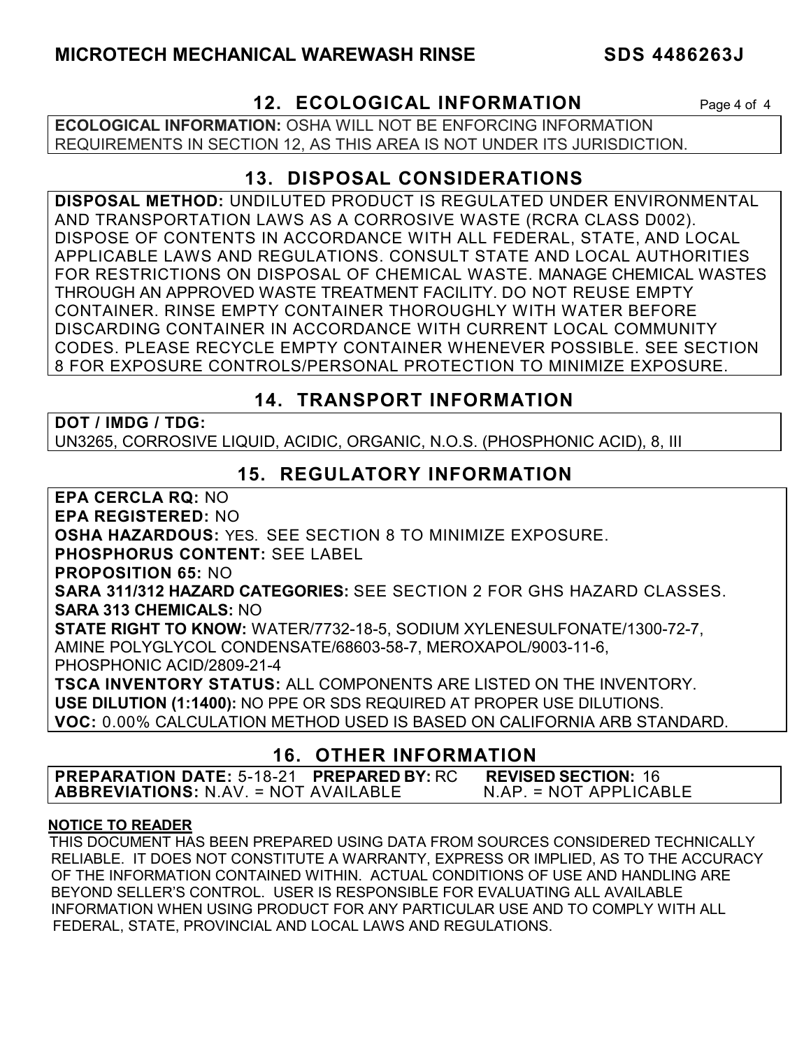## 12. ECOLOGICAL INFORMATION

**ECOLOGICAL INFORMATION:** OSHA WILL NOT BE ENFORCING INFORMATION REQUIREMENTS IN SECTION 12, AS THIS AREA IS NOT UNDER ITS JURISDICTION.

## 13. DISPOSAL CONSIDERATIONS

**DISPOSAL METHOD:** UNDILUTED PRODUCT IS REGULATED UNDER ENVIRONMENTAL AND TRANSPORTATION LAWS AS A CORROSIVE WASTE (RCRA CLASS D002). DISPOSE OF CONTENTS IN ACCORDANCE WITH ALL FEDERAL, STATE, AND LOCAL APPLICABLE LAWS AND REGULATIONS. CONSULT STATE AND LOCAL AUTHORITIES FOR RESTRICTIONS ON DISPOSAL OF CHEMICAL WASTE. MANAGE CHEMICAL WASTES THROUGH AN APPROVED WASTE TREATMENT FACILITY. DO NOT REUSE EMPTY CONTAINER. RINSE EMPTY CONTAINER THOROUGHLY WITH WATER BEFORE DISCARDING CONTAINER IN ACCORDANCE WITH CURRENT LOCAL COMMUNITY CODES. PLEASE RECYCLE EMPTY CONTAINER WHENEVER POSSIBLE. SEE SECTION 8 FOR EXPOSURE CONTROLS/PERSONAL PROTECTION TO MINIMIZE EXPOSURE.

## 14. TRANSPORT INFORMATION

**DOT / IMDG / TDG:**
UN3265, CORROSIVE LIQUID, ACIDIC, ORGANIC, N.O.S. (PHOSPHONIC ACID), 8, III

## 15. REGULATORY INFORMATION

**EPA CERCLA RQ:** NO
**EPA REGISTERED:** NO
**OSHA HAZARDOUS:** YES. SEE SECTION 8 TO MINIMIZE EXPOSURE.
**PHOSPHORUS CONTENT:** SEE LABEL
**PROPOSITION 65:** NO
**SARA 311/312 HAZARD CATEGORIES:** SEE SECTION 2 FOR GHS HAZARD CLASSES.
**SARA 313 CHEMICALS:** NO
**STATE RIGHT TO KNOW:** WATER/7732-18-5, SODIUM XYLENESULFONATE/1300-72-7, AMINE POLYGLYCOL CONDENSATE/68603-58-7, MEROXAPOL/9003-11-6, PHOSPHONIC ACID/2809-21-4
**TSCA INVENTORY STATUS:** ALL COMPONENTS ARE LISTED ON THE INVENTORY.
**USE DILUTION (1:1400):** NO PPE OR SDS REQUIRED AT PROPER USE DILUTIONS.
**VOC:** 0.00% CALCULATION METHOD USED IS BASED ON CALIFORNIA ARB STANDARD.

## 16. OTHER INFORMATION

**PREPARATION DATE:** 5-18-21 **PREPARED BY:** RC **REVISED SECTION:** 16
**ABBREVIATIONS:** N.AV. = NOT AVAILABLE N.AP. = NOT APPLICABLE

**NOTICE TO READER**

THIS DOCUMENT HAS BEEN PREPARED USING DATA FROM SOURCES CONSIDERED TECHNICALLY RELIABLE. IT DOES NOT CONSTITUTE A WARRANTY, EXPRESS OR IMPLIED, AS TO THE ACCURACY OF THE INFORMATION CONTAINED WITHIN. ACTUAL CONDITIONS OF USE AND HANDLING ARE BEYOND SELLER'S CONTROL. USER IS RESPONSIBLE FOR EVALUATING ALL AVAILABLE INFORMATION WHEN USING PRODUCT FOR ANY PARTICULAR USE AND TO COMPLY WITH ALL FEDERAL, STATE, PROVINCIAL AND LOCAL LAWS AND REGULATIONS.